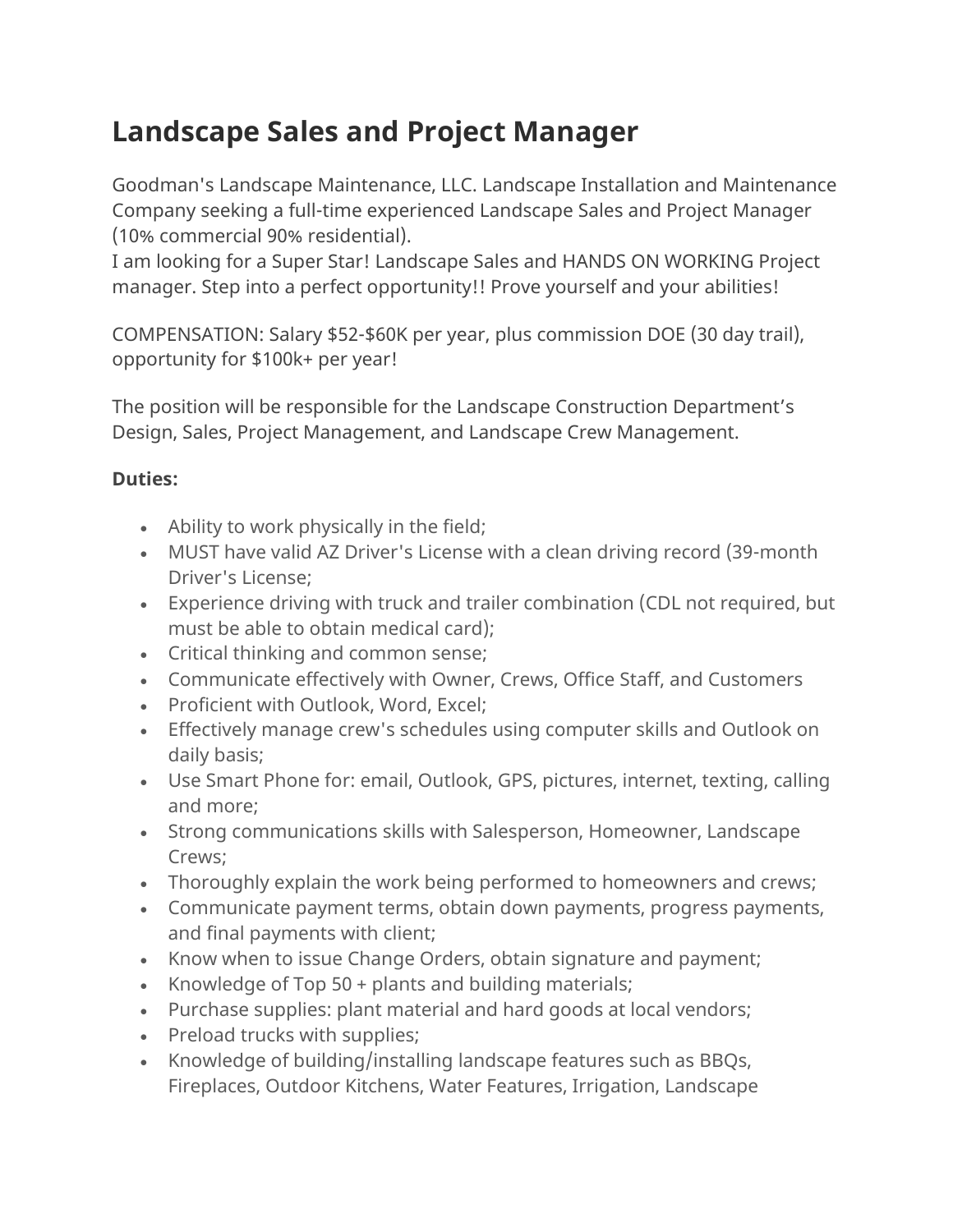# Landscape Sales and Project Manager

Goodman's Landscape Maintenance, LLC. Landscape Installation and Maintenance Company seeking a full-time experienced Landscape Sales and Project Manager (10% commercial 90% residential).
I am looking for a Super Star! Landscape Sales and HANDS ON WORKING Project manager. Step into a perfect opportunity!! Prove yourself and your abilities!

COMPENSATION: Salary $52-$60K per year, plus commission DOE (30 day trail), opportunity for $100k+ per year!

The position will be responsible for the Landscape Construction Department's Design, Sales, Project Management, and Landscape Crew Management.

**Duties:**

- Ability to work physically in the field;
- MUST have valid AZ Driver's License with a clean driving record (39-month Driver's License;
- Experience driving with truck and trailer combination (CDL not required, but must be able to obtain medical card);
- Critical thinking and common sense;
- Communicate effectively with Owner, Crews, Office Staff, and Customers
- Proficient with Outlook, Word, Excel;
- Effectively manage crew's schedules using computer skills and Outlook on daily basis;
- Use Smart Phone for: email, Outlook, GPS, pictures, internet, texting, calling and more;
- Strong communications skills with Salesperson, Homeowner, Landscape Crews;
- Thoroughly explain the work being performed to homeowners and crews;
- Communicate payment terms, obtain down payments, progress payments, and final payments with client;
- Know when to issue Change Orders, obtain signature and payment;
- Knowledge of Top 50 + plants and building materials;
- Purchase supplies: plant material and hard goods at local vendors;
- Preload trucks with supplies;
- Knowledge of building/installing landscape features such as BBQs, Fireplaces, Outdoor Kitchens, Water Features, Irrigation, Landscape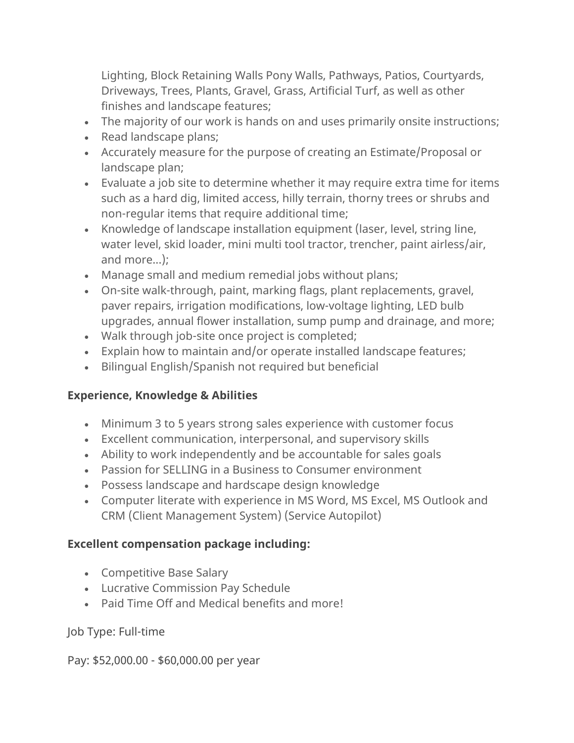Lighting, Block Retaining Walls Pony Walls, Pathways, Patios, Courtyards, Driveways, Trees, Plants, Gravel, Grass, Artificial Turf, as well as other finishes and landscape features;
- The majority of our work is hands on and uses primarily onsite instructions;
- Read landscape plans;
- Accurately measure for the purpose of creating an Estimate/Proposal or landscape plan;
- Evaluate a job site to determine whether it may require extra time for items such as a hard dig, limited access, hilly terrain, thorny trees or shrubs and non-regular items that require additional time;
- Knowledge of landscape installation equipment (laser, level, string line, water level, skid loader, mini multi tool tractor, trencher, paint airless/air, and more...);
- Manage small and medium remedial jobs without plans;
- On-site walk-through, paint, marking flags, plant replacements, gravel, paver repairs, irrigation modifications, low-voltage lighting, LED bulb upgrades, annual flower installation, sump pump and drainage, and more;
- Walk through job-site once project is completed;
- Explain how to maintain and/or operate installed landscape features;
- Bilingual English/Spanish not required but beneficial

**Experience, Knowledge & Abilities**

- Minimum 3 to 5 years strong sales experience with customer focus
- Excellent communication, interpersonal, and supervisory skills
- Ability to work independently and be accountable for sales goals
- Passion for SELLING in a Business to Consumer environment
- Possess landscape and hardscape design knowledge
- Computer literate with experience in MS Word, MS Excel, MS Outlook and CRM (Client Management System) (Service Autopilot)

**Excellent compensation package including:**

- Competitive Base Salary
- Lucrative Commission Pay Schedule
- Paid Time Off and Medical benefits and more!

Job Type: Full-time

Pay: $52,000.00 - $60,000.00 per year